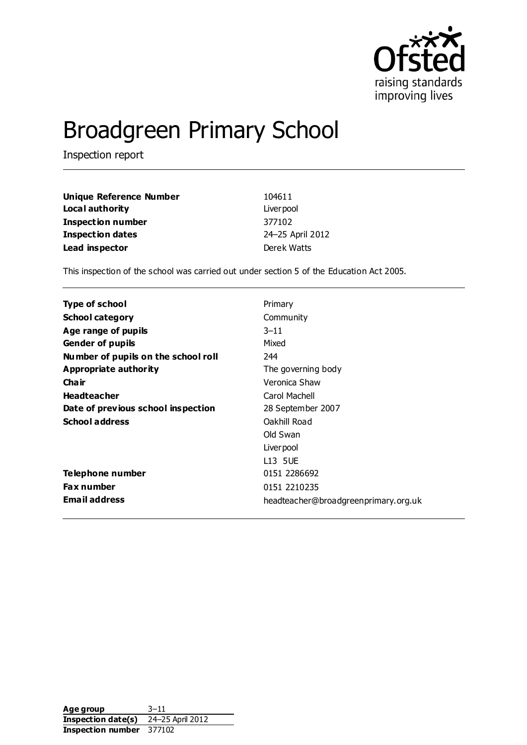# Broadgreen Primary School

Inspection report

| | |
|---|---|
| **Unique Reference Number** | 104611 |
| **Local authority** | Liverpool |
| **Inspection number** | 377102 |
| **Inspection dates** | 24–25 April 2012 |
| **Lead inspector** | Derek Watts |

This inspection of the school was carried out under section 5 of the Education Act 2005.

| | |
|---|---|
| **Type of school** | Primary |
| **School category** | Community |
| **Age range of pupils** | 3–11 |
| **Gender of pupils** | Mixed |
| **Number of pupils on the school roll** | 244 |
| **Appropriate authority** | The governing body |
| **Chair** | Veronica Shaw |
| **Headteacher** | Carol Machell |
| **Date of previous school inspection** | 28 September 2007 |
| **School address** | Oakhill Road<br>Old Swan<br>Liverpool<br>L13 5UE |
| **Telephone number** | 0151 2286692 |
| **Fax number** | 0151 2210235 |
| **Email address** | headteacher@broadgreenprimary.org.uk |

| | |
|---|---|
| **Age group** | 3–11 |
| **Inspection date(s)** | 24–25 April 2012 |
| **Inspection number** | 377102 |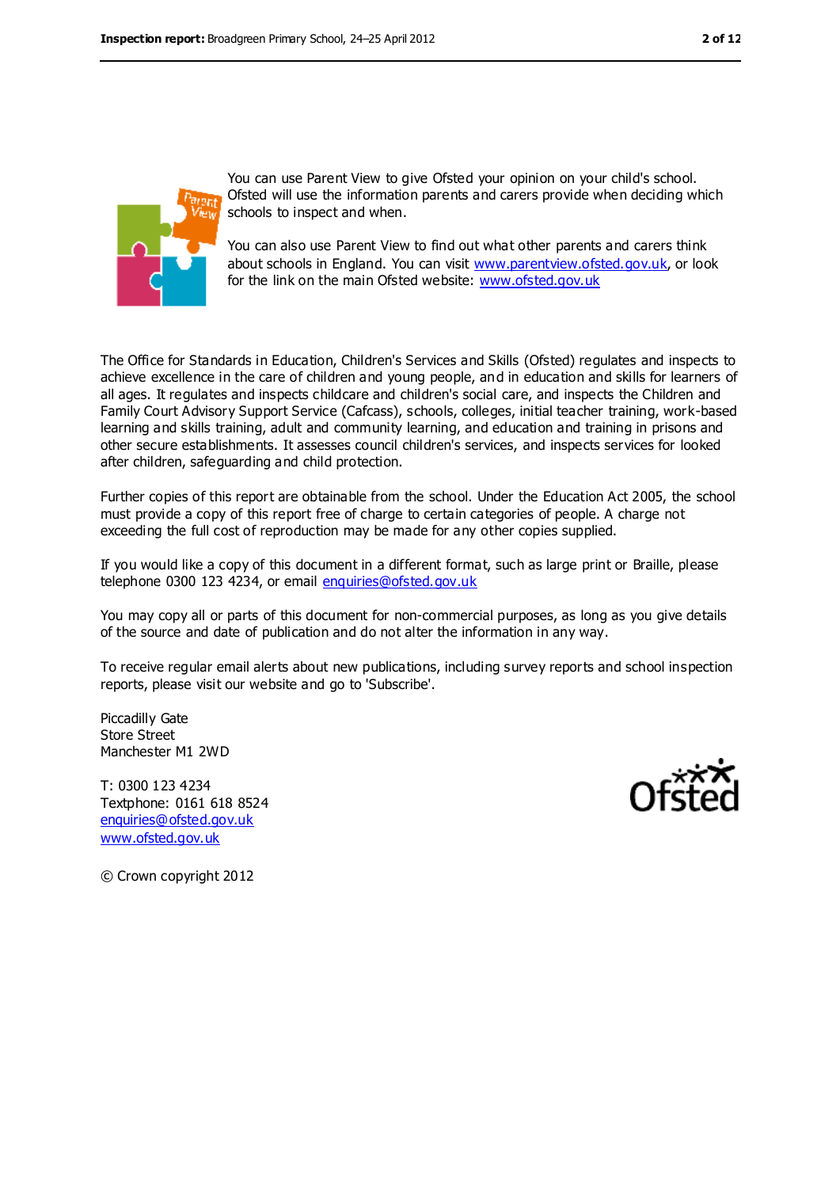You can use Parent View to give Ofsted your opinion on your child's school. Ofsted will use the information parents and carers provide when deciding which schools to inspect and when.

You can also use Parent View to find out what other parents and carers think about schools in England. You can visit [www.parentview.ofsted.gov.uk](http://www.parentview.ofsted.gov.uk), or look for the link on the main Ofsted website: [www.ofsted.gov.uk](http://www.ofsted.gov.uk)

The Office for Standards in Education, Children's Services and Skills (Ofsted) regulates and inspects to achieve excellence in the care of children and young people, and in education and skills for learners of all ages. It regulates and inspects childcare and children's social care, and inspects the Children and Family Court Advisory Support Service (Cafcass), schools, colleges, initial teacher training, work-based learning and skills training, adult and community learning, and education and training in prisons and other secure establishments. It assesses council children's services, and inspects services for looked after children, safeguarding and child protection.

Further copies of this report are obtainable from the school. Under the Education Act 2005, the school must provide a copy of this report free of charge to certain categories of people. A charge not exceeding the full cost of reproduction may be made for any other copies supplied.

If you would like a copy of this document in a different format, such as large print or Braille, please telephone 0300 123 4234, or email [enquiries@ofsted.gov.uk](mailto:enquiries@ofsted.gov.uk)

You may copy all or parts of this document for non-commercial purposes, as long as you give details of the source and date of publication and do not alter the information in any way.

To receive regular email alerts about new publications, including survey reports and school inspection reports, please visit our website and go to 'Subscribe'.

Piccadilly Gate
Store Street
Manchester M1 2WD

T: 0300 123 4234
Textphone: 0161 618 8524
[enquiries@ofsted.gov.uk](mailto:enquiries@ofsted.gov.uk)
[www.ofsted.gov.uk](http://www.ofsted.gov.uk)

© Crown copyright 2012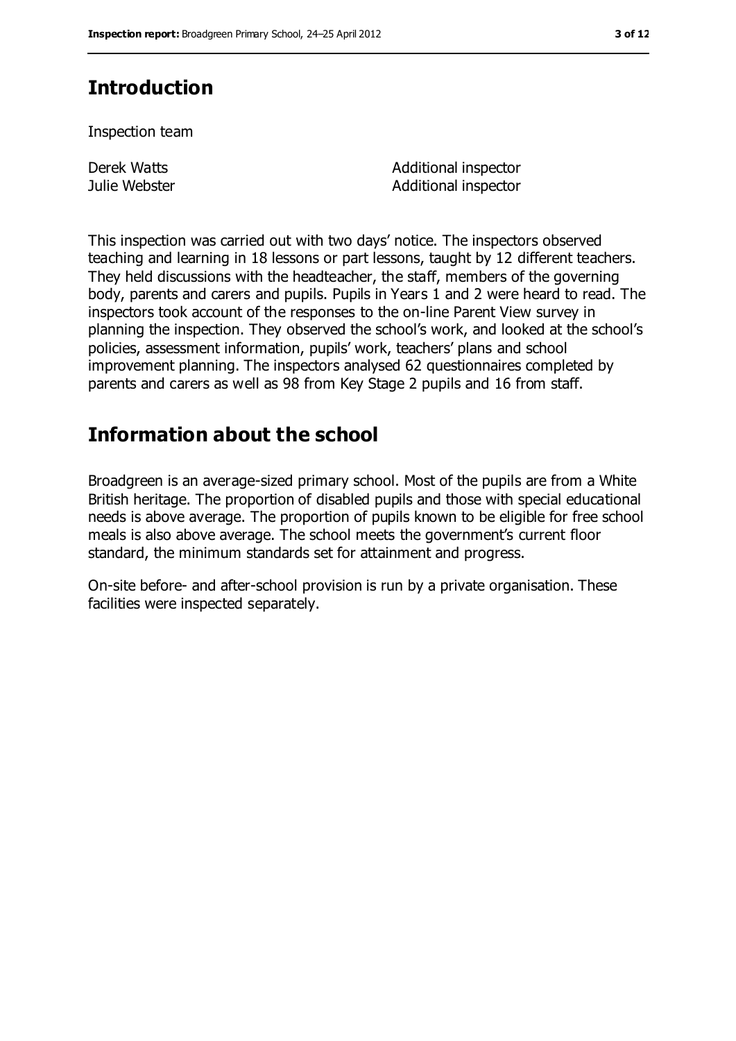## Introduction

Inspection team

| | |
|---|---|
| Derek Watts | Additional inspector |
| Julie Webster | Additional inspector |

This inspection was carried out with two days' notice. The inspectors observed teaching and learning in 18 lessons or part lessons, taught by 12 different teachers. They held discussions with the headteacher, the staff, members of the governing body, parents and carers and pupils. Pupils in Years 1 and 2 were heard to read. The inspectors took account of the responses to the on-line Parent View survey in planning the inspection. They observed the school's work, and looked at the school's policies, assessment information, pupils' work, teachers' plans and school improvement planning. The inspectors analysed 62 questionnaires completed by parents and carers as well as 98 from Key Stage 2 pupils and 16 from staff.

## Information about the school

Broadgreen is an average-sized primary school. Most of the pupils are from a White British heritage. The proportion of disabled pupils and those with special educational needs is above average. The proportion of pupils known to be eligible for free school meals is also above average. The school meets the government's current floor standard, the minimum standards set for attainment and progress.

On-site before- and after-school provision is run by a private organisation. These facilities were inspected separately.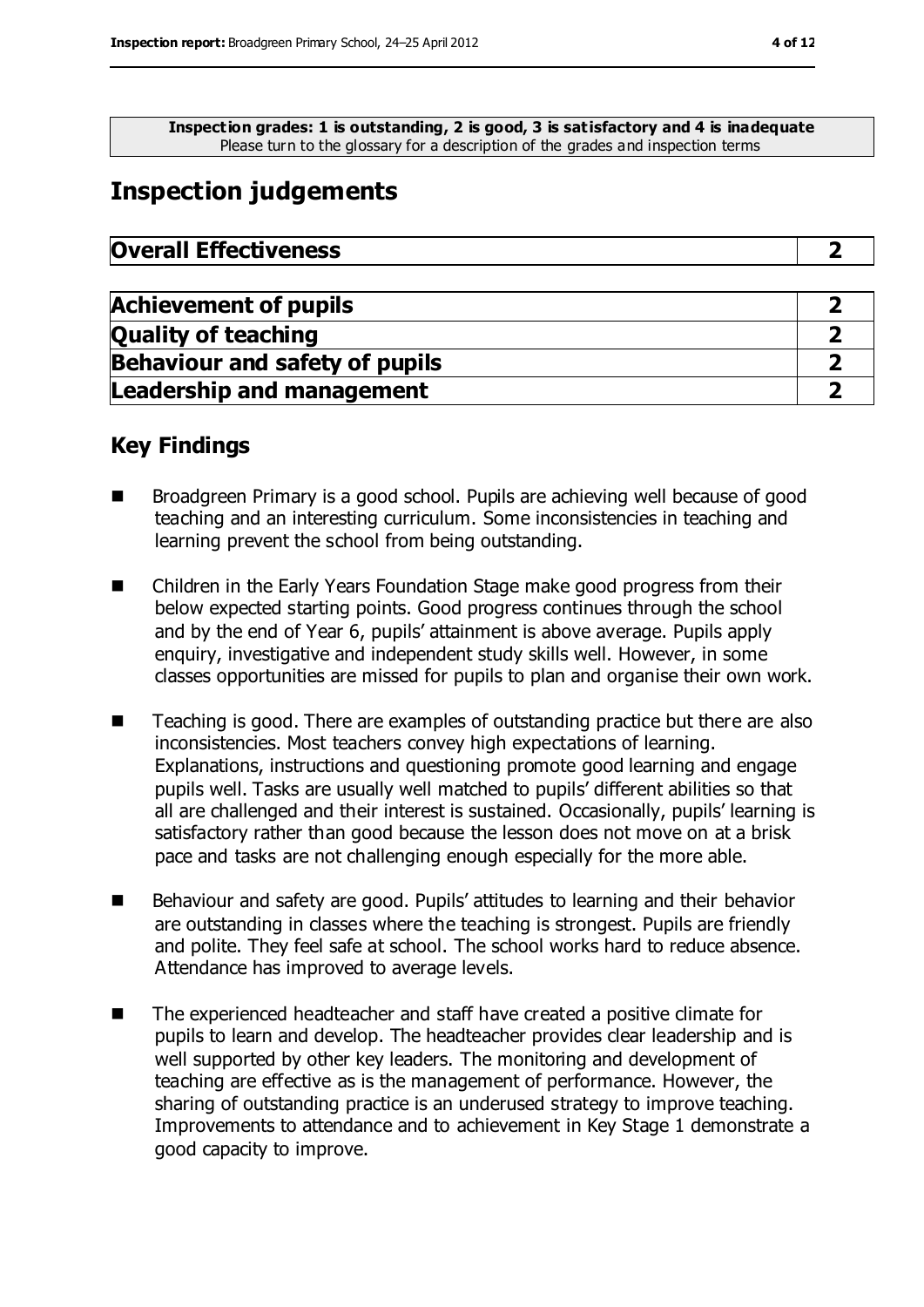**Inspection grades: 1 is outstanding, 2 is good, 3 is satisfactory and 4 is inadequate**
Please turn to the glossary for a description of the grades and inspection terms

## Inspection judgements

| **Overall Effectiveness** | **2** |
|---|---|

| | |
|---|---|
| **Achievement of pupils** | **2** |
| **Quality of teaching** | **2** |
| **Behaviour and safety of pupils** | **2** |
| **Leadership and management** | **2** |

### Key Findings

- Broadgreen Primary is a good school. Pupils are achieving well because of good teaching and an interesting curriculum. Some inconsistencies in teaching and learning prevent the school from being outstanding.
- Children in the Early Years Foundation Stage make good progress from their below expected starting points. Good progress continues through the school and by the end of Year 6, pupils' attainment is above average. Pupils apply enquiry, investigative and independent study skills well. However, in some classes opportunities are missed for pupils to plan and organise their own work.
- Teaching is good. There are examples of outstanding practice but there are also inconsistencies. Most teachers convey high expectations of learning. Explanations, instructions and questioning promote good learning and engage pupils well. Tasks are usually well matched to pupils' different abilities so that all are challenged and their interest is sustained. Occasionally, pupils' learning is satisfactory rather than good because the lesson does not move on at a brisk pace and tasks are not challenging enough especially for the more able.
- Behaviour and safety are good. Pupils' attitudes to learning and their behavior are outstanding in classes where the teaching is strongest. Pupils are friendly and polite. They feel safe at school. The school works hard to reduce absence. Attendance has improved to average levels.
- The experienced headteacher and staff have created a positive climate for pupils to learn and develop. The headteacher provides clear leadership and is well supported by other key leaders. The monitoring and development of teaching are effective as is the management of performance. However, the sharing of outstanding practice is an underused strategy to improve teaching. Improvements to attendance and to achievement in Key Stage 1 demonstrate a good capacity to improve.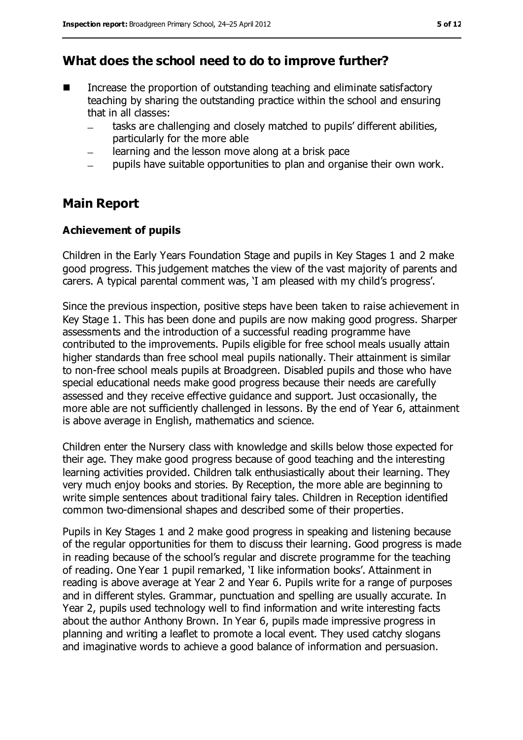## What does the school need to do to improve further?

- Increase the proportion of outstanding teaching and eliminate satisfactory teaching by sharing the outstanding practice within the school and ensuring that in all classes:
  - tasks are challenging and closely matched to pupils' different abilities, particularly for the more able
  - learning and the lesson move along at a brisk pace
  - pupils have suitable opportunities to plan and organise their own work.

## Main Report

### Achievement of pupils

Children in the Early Years Foundation Stage and pupils in Key Stages 1 and 2 make good progress. This judgement matches the view of the vast majority of parents and carers. A typical parental comment was, 'I am pleased with my child's progress'.

Since the previous inspection, positive steps have been taken to raise achievement in Key Stage 1. This has been done and pupils are now making good progress. Sharper assessments and the introduction of a successful reading programme have contributed to the improvements. Pupils eligible for free school meals usually attain higher standards than free school meal pupils nationally. Their attainment is similar to non-free school meals pupils at Broadgreen. Disabled pupils and those who have special educational needs make good progress because their needs are carefully assessed and they receive effective guidance and support. Just occasionally, the more able are not sufficiently challenged in lessons. By the end of Year 6, attainment is above average in English, mathematics and science.

Children enter the Nursery class with knowledge and skills below those expected for their age. They make good progress because of good teaching and the interesting learning activities provided. Children talk enthusiastically about their learning. They very much enjoy books and stories. By Reception, the more able are beginning to write simple sentences about traditional fairy tales. Children in Reception identified common two-dimensional shapes and described some of their properties.

Pupils in Key Stages 1 and 2 make good progress in speaking and listening because of the regular opportunities for them to discuss their learning. Good progress is made in reading because of the school's regular and discrete programme for the teaching of reading. One Year 1 pupil remarked, 'I like information books'. Attainment in reading is above average at Year 2 and Year 6. Pupils write for a range of purposes and in different styles. Grammar, punctuation and spelling are usually accurate. In Year 2, pupils used technology well to find information and write interesting facts about the author Anthony Brown. In Year 6, pupils made impressive progress in planning and writing a leaflet to promote a local event. They used catchy slogans and imaginative words to achieve a good balance of information and persuasion.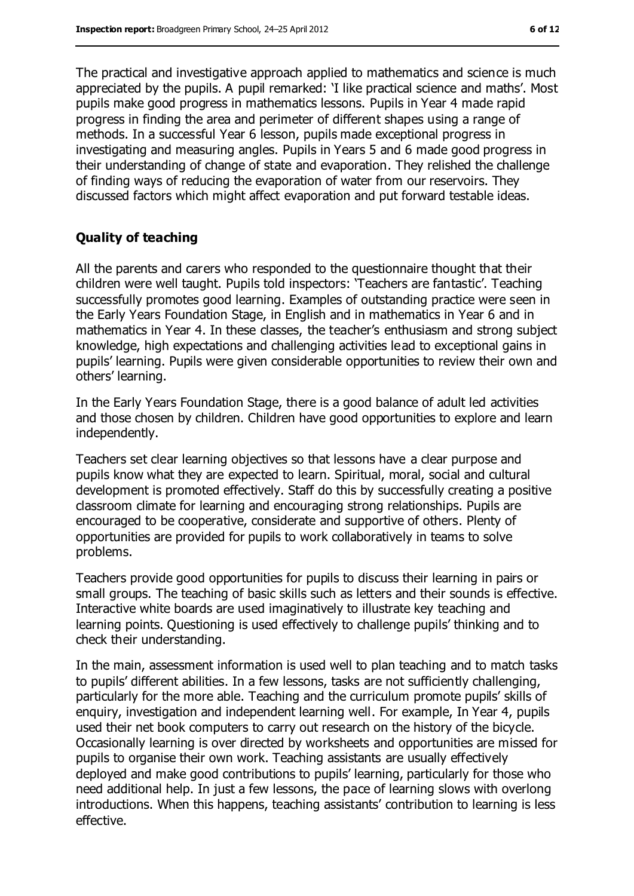The practical and investigative approach applied to mathematics and science is much appreciated by the pupils. A pupil remarked: 'I like practical science and maths'. Most pupils make good progress in mathematics lessons. Pupils in Year 4 made rapid progress in finding the area and perimeter of different shapes using a range of methods. In a successful Year 6 lesson, pupils made exceptional progress in investigating and measuring angles. Pupils in Years 5 and 6 made good progress in their understanding of change of state and evaporation. They relished the challenge of finding ways of reducing the evaporation of water from our reservoirs. They discussed factors which might affect evaporation and put forward testable ideas.

### Quality of teaching

All the parents and carers who responded to the questionnaire thought that their children were well taught. Pupils told inspectors: 'Teachers are fantastic'. Teaching successfully promotes good learning. Examples of outstanding practice were seen in the Early Years Foundation Stage, in English and in mathematics in Year 6 and in mathematics in Year 4. In these classes, the teacher's enthusiasm and strong subject knowledge, high expectations and challenging activities lead to exceptional gains in pupils' learning. Pupils were given considerable opportunities to review their own and others' learning.

In the Early Years Foundation Stage, there is a good balance of adult led activities and those chosen by children. Children have good opportunities to explore and learn independently.

Teachers set clear learning objectives so that lessons have a clear purpose and pupils know what they are expected to learn. Spiritual, moral, social and cultural development is promoted effectively. Staff do this by successfully creating a positive classroom climate for learning and encouraging strong relationships. Pupils are encouraged to be cooperative, considerate and supportive of others. Plenty of opportunities are provided for pupils to work collaboratively in teams to solve problems.

Teachers provide good opportunities for pupils to discuss their learning in pairs or small groups. The teaching of basic skills such as letters and their sounds is effective. Interactive white boards are used imaginatively to illustrate key teaching and learning points. Questioning is used effectively to challenge pupils' thinking and to check their understanding.

In the main, assessment information is used well to plan teaching and to match tasks to pupils' different abilities. In a few lessons, tasks are not sufficiently challenging, particularly for the more able. Teaching and the curriculum promote pupils' skills of enquiry, investigation and independent learning well. For example, In Year 4, pupils used their net book computers to carry out research on the history of the bicycle. Occasionally learning is over directed by worksheets and opportunities are missed for pupils to organise their own work. Teaching assistants are usually effectively deployed and make good contributions to pupils' learning, particularly for those who need additional help. In just a few lessons, the pace of learning slows with overlong introductions. When this happens, teaching assistants' contribution to learning is less effective.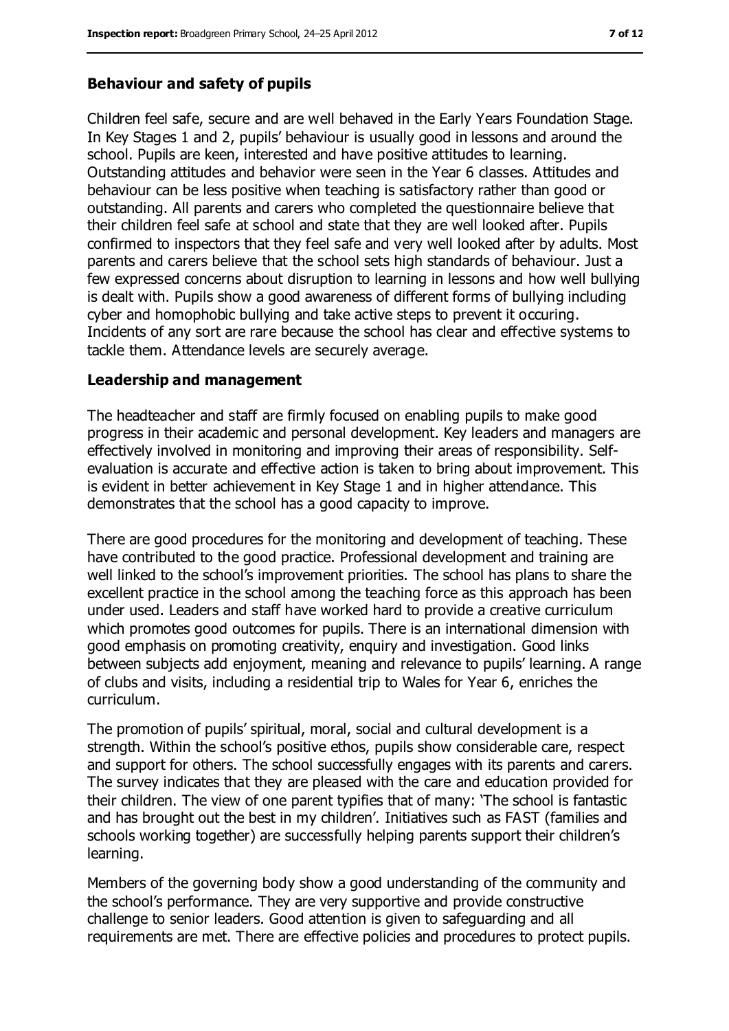### Behaviour and safety of pupils

Children feel safe, secure and are well behaved in the Early Years Foundation Stage. In Key Stages 1 and 2, pupils' behaviour is usually good in lessons and around the school. Pupils are keen, interested and have positive attitudes to learning. Outstanding attitudes and behavior were seen in the Year 6 classes. Attitudes and behaviour can be less positive when teaching is satisfactory rather than good or outstanding. All parents and carers who completed the questionnaire believe that their children feel safe at school and state that they are well looked after. Pupils confirmed to inspectors that they feel safe and very well looked after by adults. Most parents and carers believe that the school sets high standards of behaviour. Just a few expressed concerns about disruption to learning in lessons and how well bullying is dealt with. Pupils show a good awareness of different forms of bullying including cyber and homophobic bullying and take active steps to prevent it occuring. Incidents of any sort are rare because the school has clear and effective systems to tackle them. Attendance levels are securely average.

### Leadership and management

The headteacher and staff are firmly focused on enabling pupils to make good progress in their academic and personal development. Key leaders and managers are effectively involved in monitoring and improving their areas of responsibility. Self-evaluation is accurate and effective action is taken to bring about improvement. This is evident in better achievement in Key Stage 1 and in higher attendance. This demonstrates that the school has a good capacity to improve.

There are good procedures for the monitoring and development of teaching. These have contributed to the good practice. Professional development and training are well linked to the school's improvement priorities. The school has plans to share the excellent practice in the school among the teaching force as this approach has been under used. Leaders and staff have worked hard to provide a creative curriculum which promotes good outcomes for pupils. There is an international dimension with good emphasis on promoting creativity, enquiry and investigation. Good links between subjects add enjoyment, meaning and relevance to pupils' learning. A range of clubs and visits, including a residential trip to Wales for Year 6, enriches the curriculum.

The promotion of pupils' spiritual, moral, social and cultural development is a strength. Within the school's positive ethos, pupils show considerable care, respect and support for others. The school successfully engages with its parents and carers. The survey indicates that they are pleased with the care and education provided for their children. The view of one parent typifies that of many: 'The school is fantastic and has brought out the best in my children'. Initiatives such as FAST (families and schools working together) are successfully helping parents support their children's learning.

Members of the governing body show a good understanding of the community and the school's performance. They are very supportive and provide constructive challenge to senior leaders. Good attention is given to safeguarding and all requirements are met. There are effective policies and procedures to protect pupils.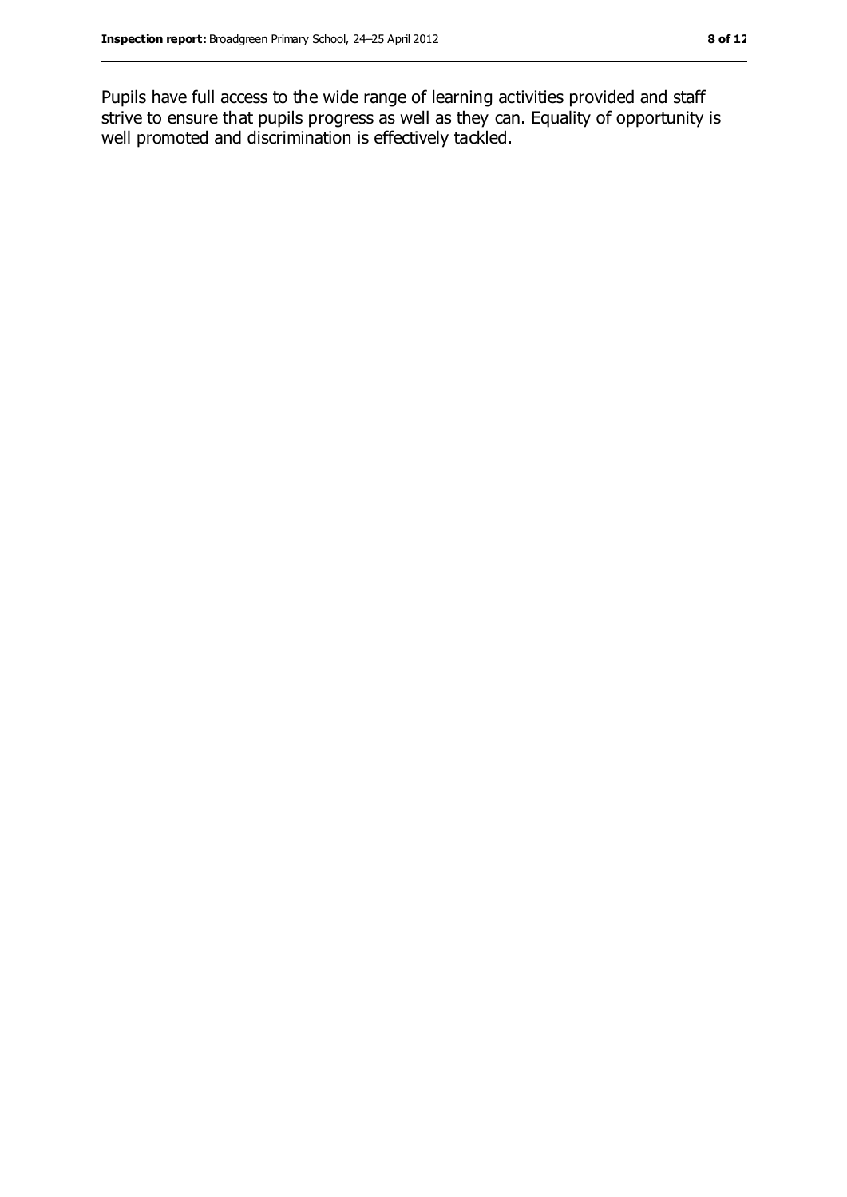Pupils have full access to the wide range of learning activities provided and staff strive to ensure that pupils progress as well as they can. Equality of opportunity is well promoted and discrimination is effectively tackled.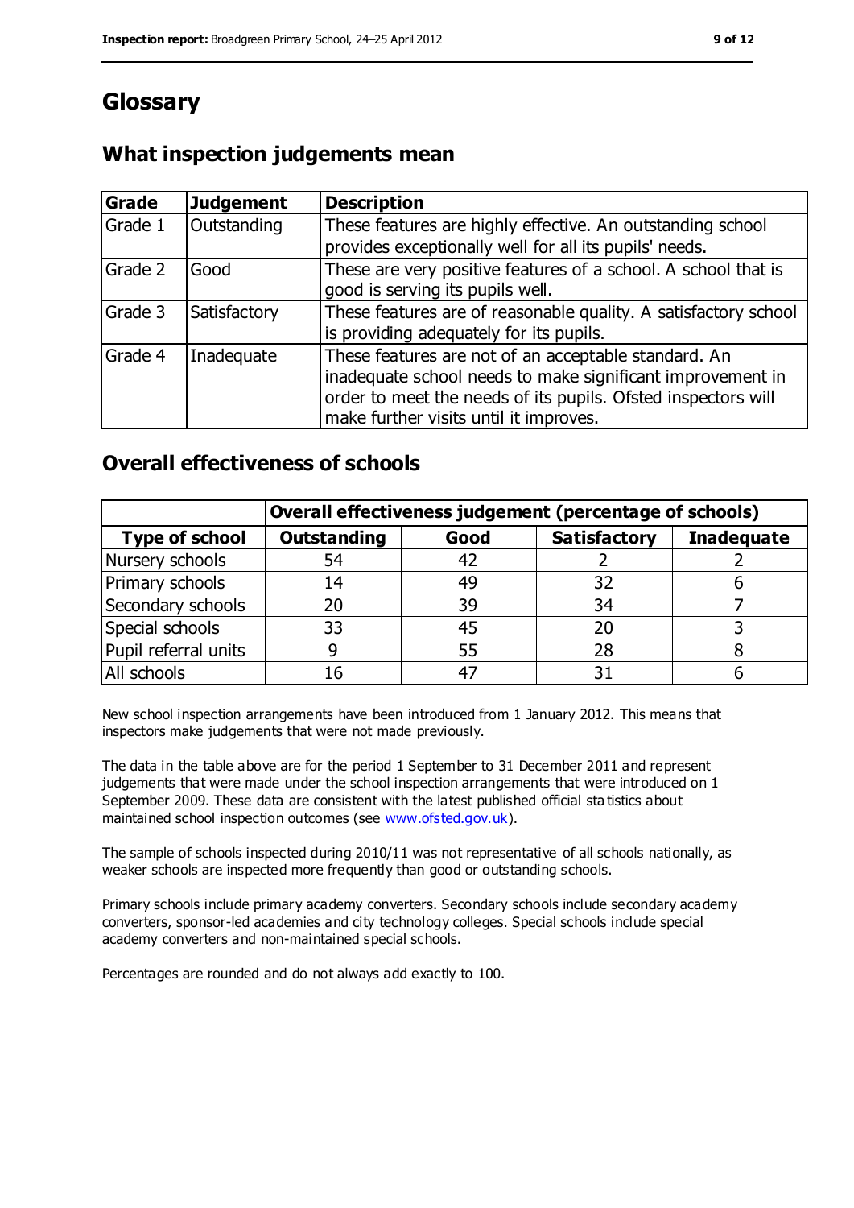# Glossary

## What inspection judgements mean

| Grade | Judgement | Description |
|---|---|---|
| Grade 1 | Outstanding | These features are highly effective. An outstanding school provides exceptionally well for all its pupils' needs. |
| Grade 2 | Good | These are very positive features of a school. A school that is good is serving its pupils well. |
| Grade 3 | Satisfactory | These features are of reasonable quality. A satisfactory school is providing adequately for its pupils. |
| Grade 4 | Inadequate | These features are not of an acceptable standard. An inadequate school needs to make significant improvement in order to meet the needs of its pupils. Ofsted inspectors will make further visits until it improves. |

## Overall effectiveness of schools

| | Overall effectiveness judgement (percentage of schools) | | | |
|---|---|---|---|---|
| **Type of school** | **Outstanding** | **Good** | **Satisfactory** | **Inadequate** |
| Nursery schools | 54 | 42 | 2 | 2 |
| Primary schools | 14 | 49 | 32 | 6 |
| Secondary schools | 20 | 39 | 34 | 7 |
| Special schools | 33 | 45 | 20 | 3 |
| Pupil referral units | 9 | 55 | 28 | 8 |
| All schools | 16 | 47 | 31 | 6 |

New school inspection arrangements have been introduced from 1 January 2012. This means that inspectors make judgements that were not made previously.

The data in the table above are for the period 1 September to 31 December 2011 and represent judgements that were made under the school inspection arrangements that were introduced on 1 September 2009. These data are consistent with the latest published official statistics about maintained school inspection outcomes (see www.ofsted.gov.uk).

The sample of schools inspected during 2010/11 was not representative of all schools nationally, as weaker schools are inspected more frequently than good or outstanding schools.

Primary schools include primary academy converters. Secondary schools include secondary academy converters, sponsor-led academies and city technology colleges. Special schools include special academy converters and non-maintained special schools.

Percentages are rounded and do not always add exactly to 100.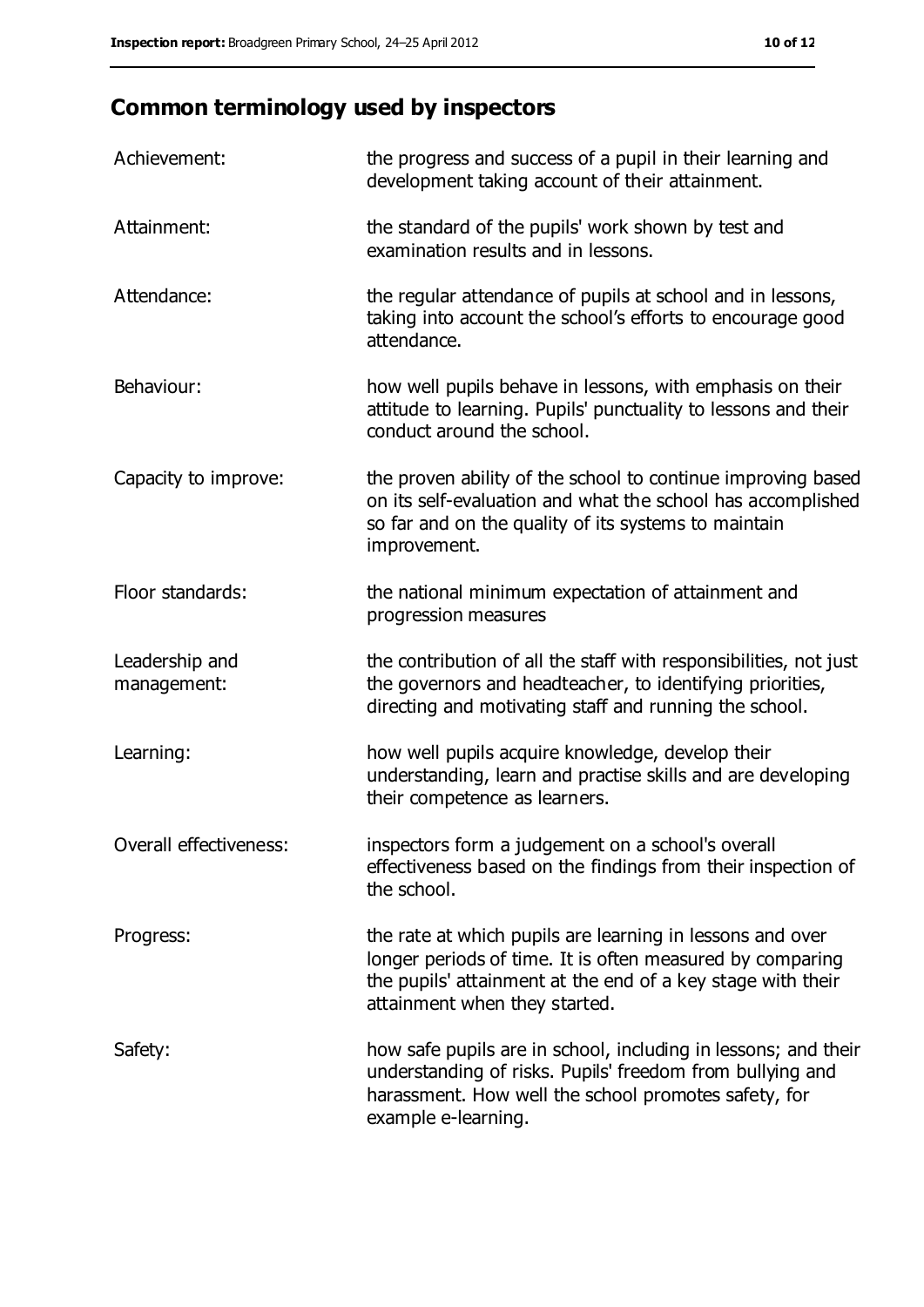## Common terminology used by inspectors

| | |
|---|---|
| Achievement: | the progress and success of a pupil in their learning and development taking account of their attainment. |
| Attainment: | the standard of the pupils' work shown by test and examination results and in lessons. |
| Attendance: | the regular attendance of pupils at school and in lessons, taking into account the school's efforts to encourage good attendance. |
| Behaviour: | how well pupils behave in lessons, with emphasis on their attitude to learning. Pupils' punctuality to lessons and their conduct around the school. |
| Capacity to improve: | the proven ability of the school to continue improving based on its self-evaluation and what the school has accomplished so far and on the quality of its systems to maintain improvement. |
| Floor standards: | the national minimum expectation of attainment and progression measures |
| Leadership and management: | the contribution of all the staff with responsibilities, not just the governors and headteacher, to identifying priorities, directing and motivating staff and running the school. |
| Learning: | how well pupils acquire knowledge, develop their understanding, learn and practise skills and are developing their competence as learners. |
| Overall effectiveness: | inspectors form a judgement on a school's overall effectiveness based on the findings from their inspection of the school. |
| Progress: | the rate at which pupils are learning in lessons and over longer periods of time. It is often measured by comparing the pupils' attainment at the end of a key stage with their attainment when they started. |
| Safety: | how safe pupils are in school, including in lessons; and their understanding of risks. Pupils' freedom from bullying and harassment. How well the school promotes safety, for example e-learning. |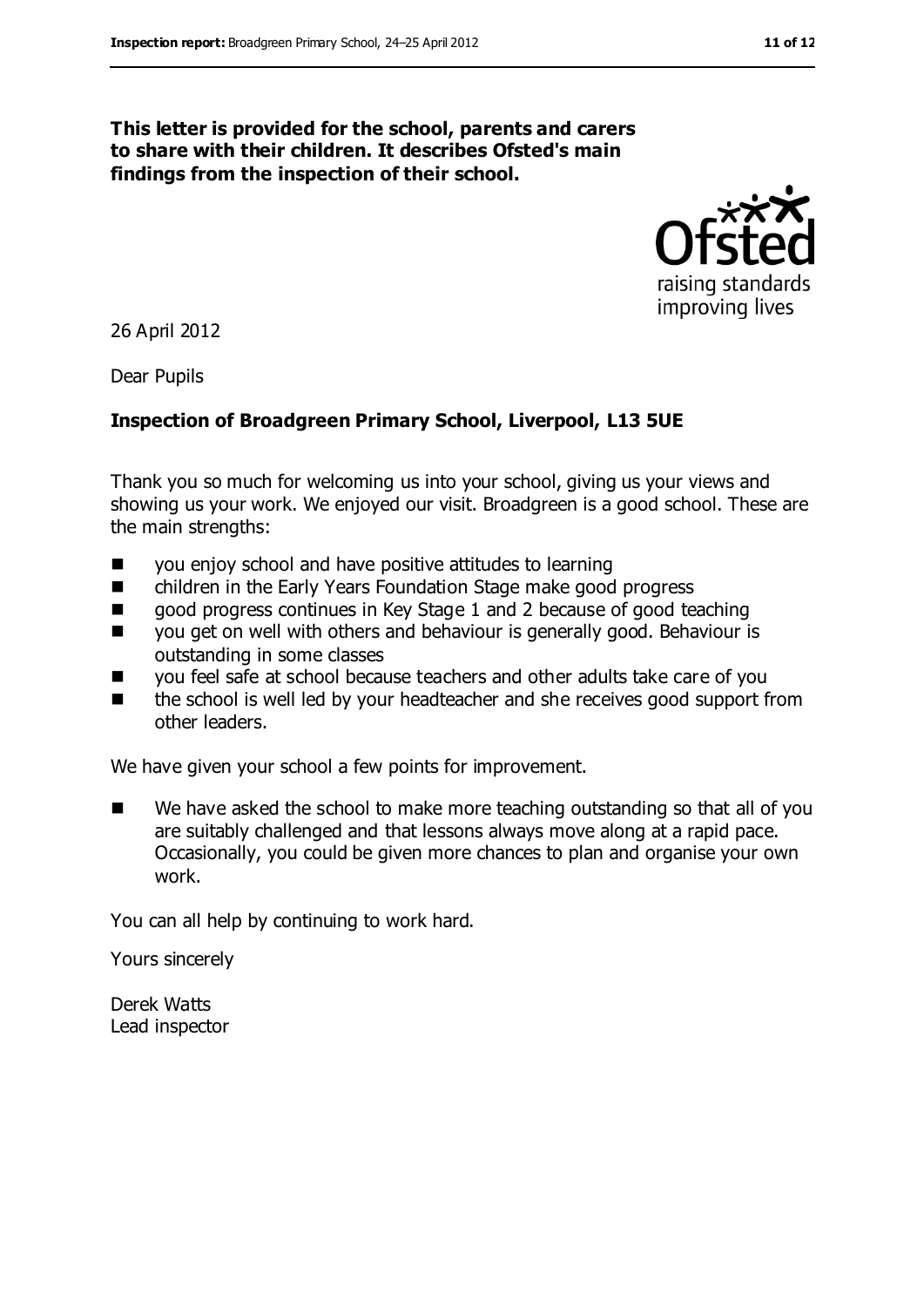**This letter is provided for the school, parents and carers to share with their children. It describes Ofsted's main findings from the inspection of their school.**

26 April 2012

Dear Pupils

**Inspection of Broadgreen Primary School, Liverpool, L13 5UE**

Thank you so much for welcoming us into your school, giving us your views and showing us your work. We enjoyed our visit. Broadgreen is a good school. These are the main strengths:

- you enjoy school and have positive attitudes to learning
- children in the Early Years Foundation Stage make good progress
- good progress continues in Key Stage 1 and 2 because of good teaching
- you get on well with others and behaviour is generally good. Behaviour is outstanding in some classes
- you feel safe at school because teachers and other adults take care of you
- the school is well led by your headteacher and she receives good support from other leaders.

We have given your school a few points for improvement.

- We have asked the school to make more teaching outstanding so that all of you are suitably challenged and that lessons always move along at a rapid pace. Occasionally, you could be given more chances to plan and organise your own work.

You can all help by continuing to work hard.

Yours sincerely

Derek Watts
Lead inspector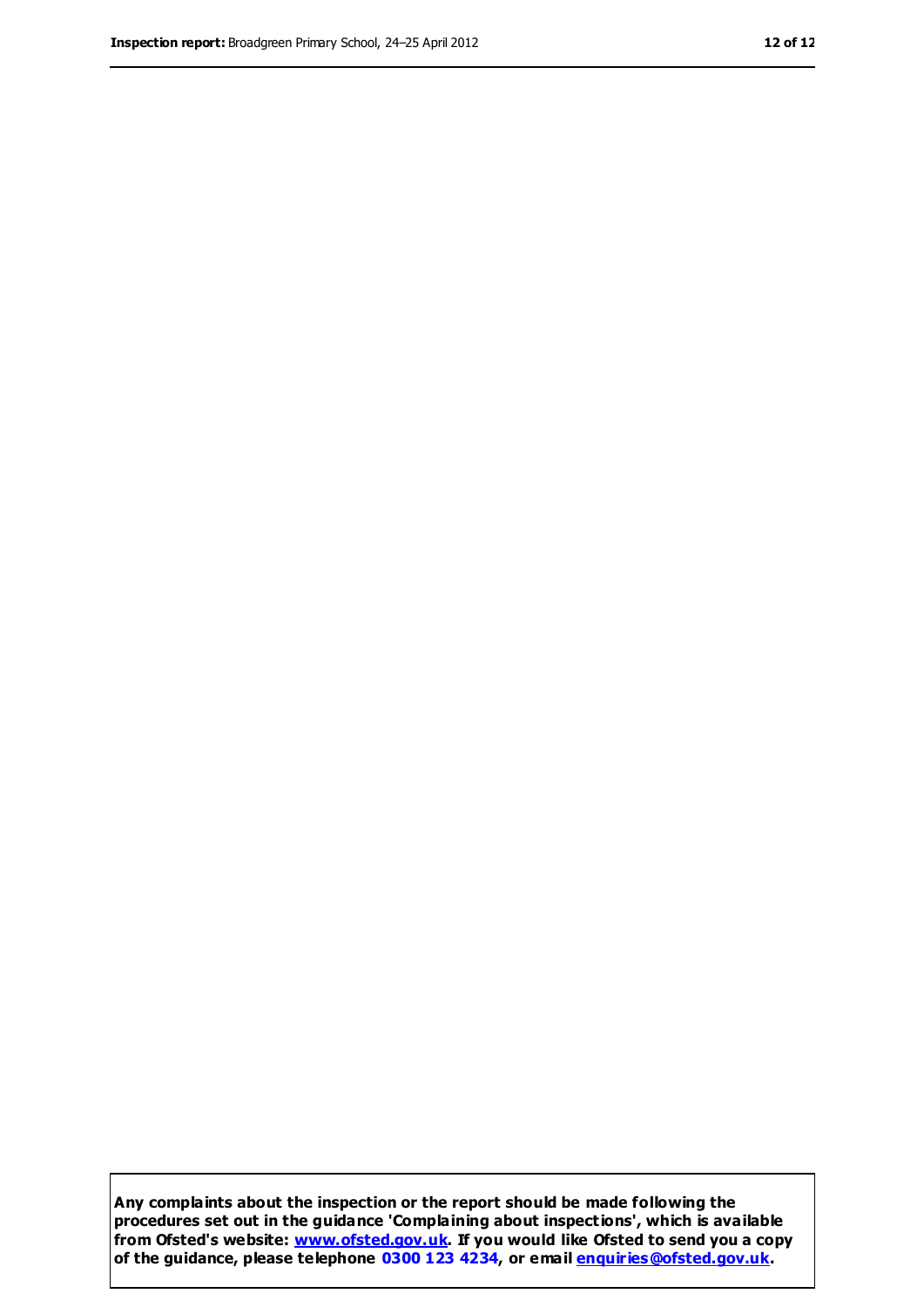**Any complaints about the inspection or the report should be made following the procedures set out in the guidance 'Complaining about inspections', which is available from Ofsted's website: [www.ofsted.gov.uk](http://www.ofsted.gov.uk). If you would like Ofsted to send you a copy of the guidance, please telephone 0300 123 4234, or email [enquiries@ofsted.gov.uk](mailto:enquiries@ofsted.gov.uk).**